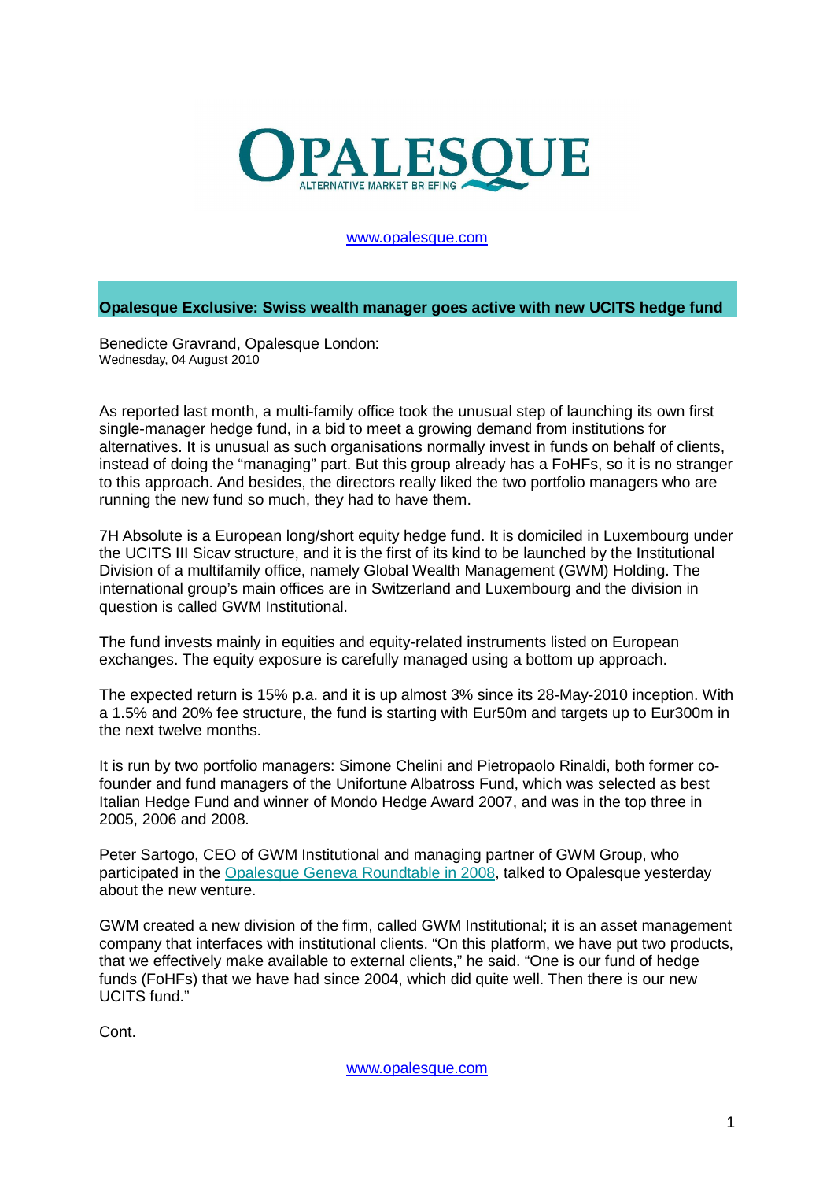# OPALESQUE

ALTERNATIVE MARKET BRIEFING

www.opalesque.com

## Opalesque Exclusive: Swiss wealth manager goes active with new UCITS hedge fund

Benedicte Gravrand, Opalesque London:
Wednesday, 04 August 2010

As reported last month, a multi-family office took the unusual step of launching its own first single-manager hedge fund, in a bid to meet a growing demand from institutions for alternatives. It is unusual as such organisations normally invest in funds on behalf of clients, instead of doing the "managing" part. But this group already has a FoHFs, so it is no stranger to this approach. And besides, the directors really liked the two portfolio managers who are running the new fund so much, they had to have them.

7H Absolute is a European long/short equity hedge fund. It is domiciled in Luxembourg under the UCITS III Sicav structure, and it is the first of its kind to be launched by the Institutional Division of a multifamily office, namely Global Wealth Management (GWM) Holding. The international group's main offices are in Switzerland and Luxembourg and the division in question is called GWM Institutional.

The fund invests mainly in equities and equity-related instruments listed on European exchanges. The equity exposure is carefully managed using a bottom up approach.

The expected return is 15% p.a. and it is up almost 3% since its 28-May-2010 inception. With a 1.5% and 20% fee structure, the fund is starting with Eur50m and targets up to Eur300m in the next twelve months.

It is run by two portfolio managers: Simone Chelini and Pietropaolo Rinaldi, both former co-founder and fund managers of the Unifortune Albatross Fund, which was selected as best Italian Hedge Fund and winner of Mondo Hedge Award 2007, and was in the top three in 2005, 2006 and 2008.

Peter Sartogo, CEO of GWM Institutional and managing partner of GWM Group, who participated in the Opalesque Geneva Roundtable in 2008, talked to Opalesque yesterday about the new venture.

GWM created a new division of the firm, called GWM Institutional; it is an asset management company that interfaces with institutional clients. "On this platform, we have put two products, that we effectively make available to external clients," he said. "One is our fund of hedge funds (FoHFs) that we have had since 2004, which did quite well. Then there is our new UCITS fund."

Cont.

www.opalesque.com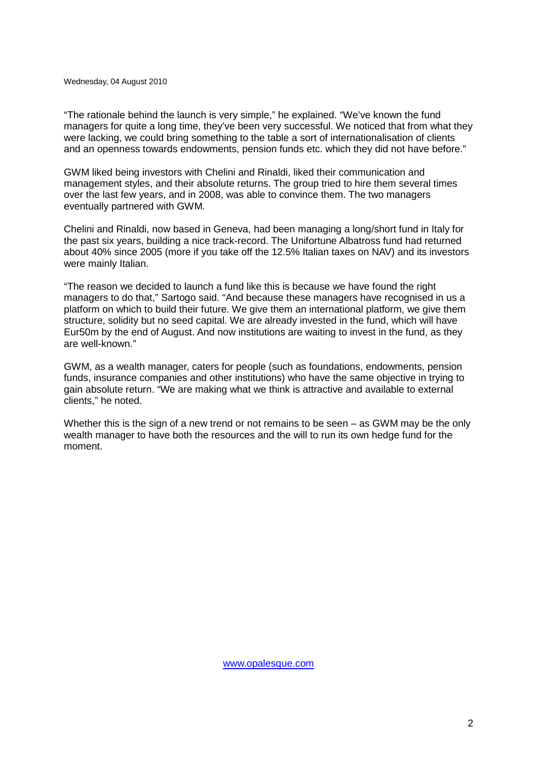Wednesday, 04 August 2010

"The rationale behind the launch is very simple," he explained. "We've known the fund managers for quite a long time, they've been very successful. We noticed that from what they were lacking, we could bring something to the table a sort of internationalisation of clients and an openness towards endowments, pension funds etc. which they did not have before."

GWM liked being investors with Chelini and Rinaldi, liked their communication and management styles, and their absolute returns. The group tried to hire them several times over the last few years, and in 2008, was able to convince them. The two managers eventually partnered with GWM.

Chelini and Rinaldi, now based in Geneva, had been managing a long/short fund in Italy for the past six years, building a nice track-record. The Unifortune Albatross fund had returned about 40% since 2005 (more if you take off the 12.5% Italian taxes on NAV) and its investors were mainly Italian.

"The reason we decided to launch a fund like this is because we have found the right managers to do that," Sartogo said. "And because these managers have recognised in us a platform on which to build their future. We give them an international platform, we give them structure, solidity but no seed capital. We are already invested in the fund, which will have Eur50m by the end of August. And now institutions are waiting to invest in the fund, as they are well-known."

GWM, as a wealth manager, caters for people (such as foundations, endowments, pension funds, insurance companies and other institutions) who have the same objective in trying to gain absolute return. "We are making what we think is attractive and available to external clients," he noted.

Whether this is the sign of a new trend or not remains to be seen – as GWM may be the only wealth manager to have both the resources and the will to run its own hedge fund for the moment.

www.opalesque.com